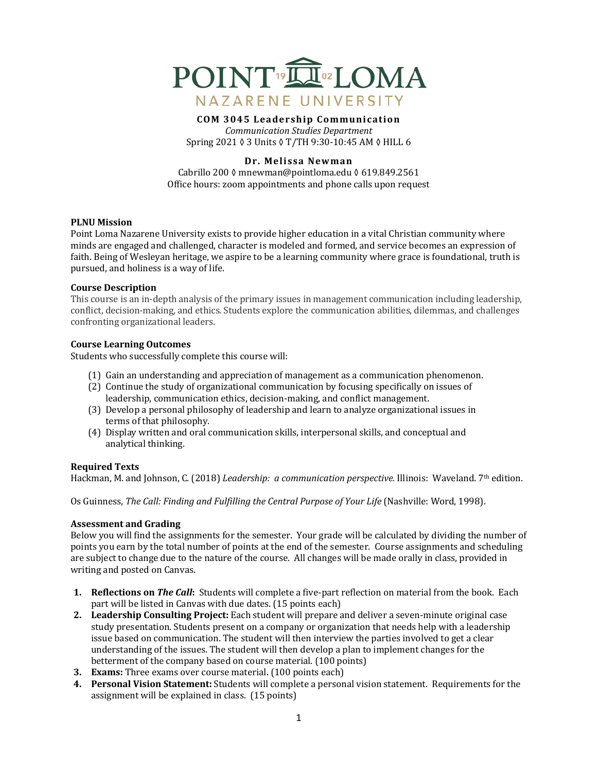# COM 3045 Leadership Communication

*Communication Studies Department*

Spring 2021 ◊ 3 Units ◊ T/TH 9:30-10:45 AM ◊ HILL 6

**Dr. Melissa Newman**

Cabrillo 200 ◊ mnewman@pointloma.edu ◊ 619.849.2561

Office hours: zoom appointments and phone calls upon request

## PLNU Mission

Point Loma Nazarene University exists to provide higher education in a vital Christian community where minds are engaged and challenged, character is modeled and formed, and service becomes an expression of faith. Being of Wesleyan heritage, we aspire to be a learning community where grace is foundational, truth is pursued, and holiness is a way of life.

## Course Description

This course is an in-depth analysis of the primary issues in management communication including leadership, conflict, decision-making, and ethics. Students explore the communication abilities, dilemmas, and challenges confronting organizational leaders.

## Course Learning Outcomes

Students who successfully complete this course will:

(1) Gain an understanding and appreciation of management as a communication phenomenon.
(2) Continue the study of organizational communication by focusing specifically on issues of leadership, communication ethics, decision-making, and conflict management.
(3) Develop a personal philosophy of leadership and learn to analyze organizational issues in terms of that philosophy.
(4) Display written and oral communication skills, interpersonal skills, and conceptual and analytical thinking.

## Required Texts

Hackman, M. and Johnson, C. (2018) *Leadership: a communication perspective.* Illinois: Waveland. 7th edition.

Os Guinness, *The Call: Finding and Fulfilling the Central Purpose of Your Life* (Nashville: Word, 1998).

## Assessment and Grading

Below you will find the assignments for the semester. Your grade will be calculated by dividing the number of points you earn by the total number of points at the end of the semester. Course assignments and scheduling are subject to change due to the nature of the course. All changes will be made orally in class, provided in writing and posted on Canvas.

1. **Reflections on *The Call*:** Students will complete a five-part reflection on material from the book. Each part will be listed in Canvas with due dates. (15 points each)
2. **Leadership Consulting Project:** Each student will prepare and deliver a seven-minute original case study presentation. Students present on a company or organization that needs help with a leadership issue based on communication. The student will then interview the parties involved to get a clear understanding of the issues. The student will then develop a plan to implement changes for the betterment of the company based on course material. (100 points)
3. **Exams:** Three exams over course material. (100 points each)
4. **Personal Vision Statement:** Students will complete a personal vision statement. Requirements for the assignment will be explained in class. (15 points)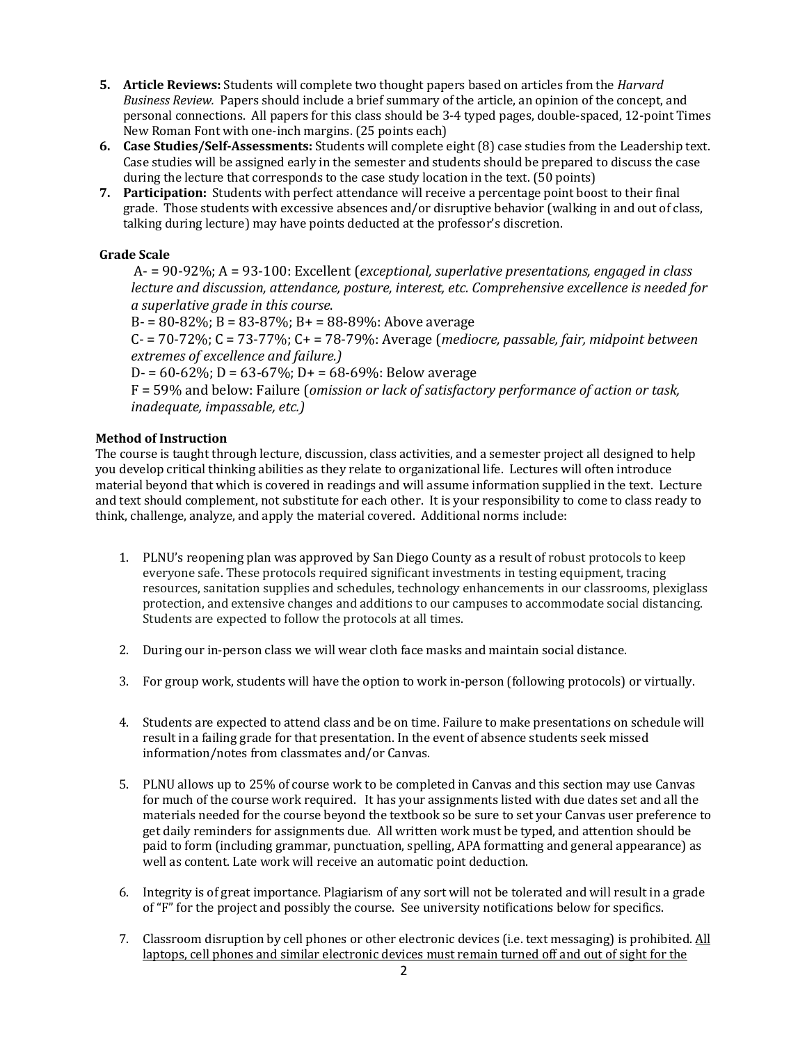5. **Article Reviews:** Students will complete two thought papers based on articles from the *Harvard Business Review.* Papers should include a brief summary of the article, an opinion of the concept, and personal connections. All papers for this class should be 3-4 typed pages, double-spaced, 12-point Times New Roman Font with one-inch margins. (25 points each)
6. **Case Studies/Self-Assessments:** Students will complete eight (8) case studies from the Leadership text. Case studies will be assigned early in the semester and students should be prepared to discuss the case during the lecture that corresponds to the case study location in the text. (50 points)
7. **Participation:** Students with perfect attendance will receive a percentage point boost to their final grade. Those students with excessive absences and/or disruptive behavior (walking in and out of class, talking during lecture) may have points deducted at the professor's discretion.

**Grade Scale**

A- = 90-92%; A = 93-100: Excellent (*exceptional, superlative presentations, engaged in class lecture and discussion, attendance, posture, interest, etc. Comprehensive excellence is needed for a superlative grade in this course.*

B- = 80-82%; B = 83-87%; B+ = 88-89%: Above average

C- = 70-72%; C = 73-77%; C+ = 78-79%: Average (*mediocre, passable, fair, midpoint between extremes of excellence and failure.)*

D- = 60-62%; D = 63-67%; D+ = 68-69%: Below average

F = 59% and below: Failure (*omission or lack of satisfactory performance of action or task, inadequate, impassable, etc.)*

**Method of Instruction**

The course is taught through lecture, discussion, class activities, and a semester project all designed to help you develop critical thinking abilities as they relate to organizational life. Lectures will often introduce material beyond that which is covered in readings and will assume information supplied in the text. Lecture and text should complement, not substitute for each other. It is your responsibility to come to class ready to think, challenge, analyze, and apply the material covered. Additional norms include:

1. PLNU's reopening plan was approved by San Diego County as a result of robust protocols to keep everyone safe. These protocols required significant investments in testing equipment, tracing resources, sanitation supplies and schedules, technology enhancements in our classrooms, plexiglass protection, and extensive changes and additions to our campuses to accommodate social distancing. Students are expected to follow the protocols at all times.

2. During our in-person class we will wear cloth face masks and maintain social distance.

3. For group work, students will have the option to work in-person (following protocols) or virtually.

4. Students are expected to attend class and be on time. Failure to make presentations on schedule will result in a failing grade for that presentation. In the event of absence students seek missed information/notes from classmates and/or Canvas.

5. PLNU allows up to 25% of course work to be completed in Canvas and this section may use Canvas for much of the course work required. It has your assignments listed with due dates set and all the materials needed for the course beyond the textbook so be sure to set your Canvas user preference to get daily reminders for assignments due. All written work must be typed, and attention should be paid to form (including grammar, punctuation, spelling, APA formatting and general appearance) as well as content. Late work will receive an automatic point deduction.

6. Integrity is of great importance. Plagiarism of any sort will not be tolerated and will result in a grade of "F" for the project and possibly the course. See university notifications below for specifics.

7. Classroom disruption by cell phones or other electronic devices (i.e. text messaging) is prohibited. <u>All laptops, cell phones and similar electronic devices must remain turned off and out of sight for the</u>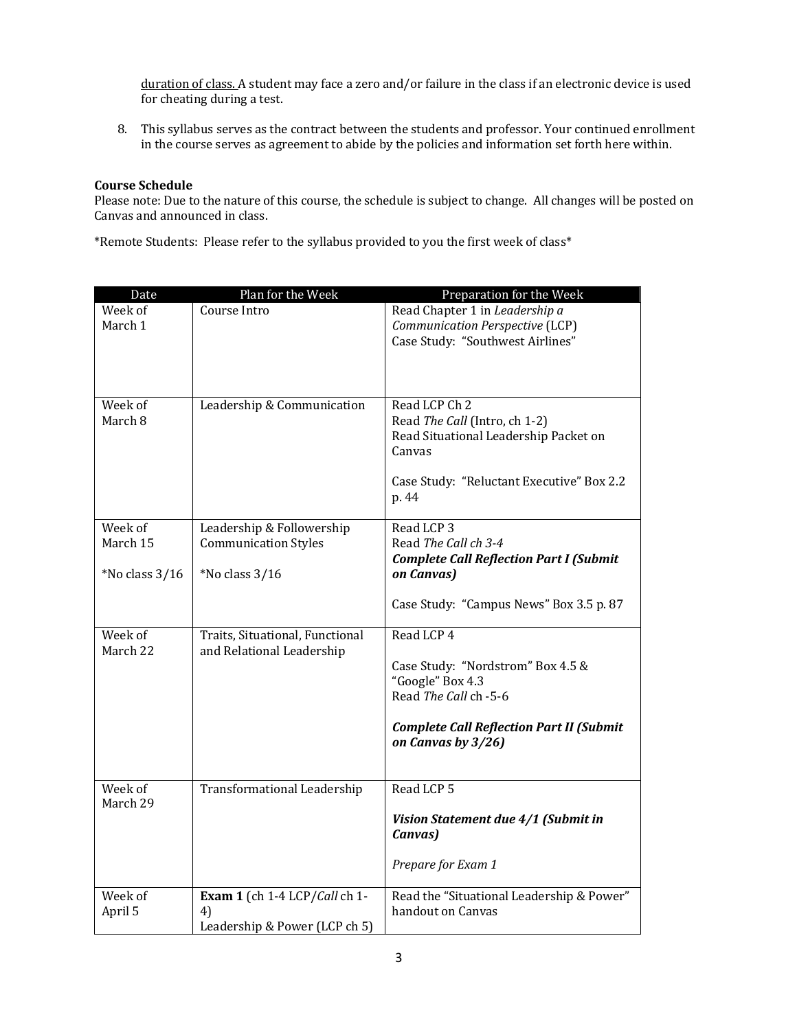duration of class. A student may face a zero and/or failure in the class if an electronic device is used for cheating during a test.

8. This syllabus serves as the contract between the students and professor. Your continued enrollment in the course serves as agreement to abide by the policies and information set forth here within.

**Course Schedule**

Please note: Due to the nature of this course, the schedule is subject to change. All changes will be posted on Canvas and announced in class.

*Remote Students: Please refer to the syllabus provided to you the first week of class*

| Date | Plan for the Week | Preparation for the Week |
|---|---|---|
| Week of March 1 | Course Intro | Read Chapter 1 in *Leadership a Communication Perspective* (LCP)<br>Case Study: "Southwest Airlines" |
| Week of March 8 | Leadership & Communication | Read LCP Ch 2<br>Read *The Call* (Intro, ch 1-2)<br>Read Situational Leadership Packet on Canvas<br><br>Case Study: "Reluctant Executive" Box 2.2 p. 44 |
| Week of March 15<br><br>*No class 3/16 | Leadership & Followership Communication Styles<br><br>*No class 3/16 | Read LCP 3<br>Read *The Call ch 3-4*<br>***Complete Call Reflection Part I (Submit on Canvas)***<br><br>Case Study: "Campus News" Box 3.5 p. 87 |
| Week of March 22 | Traits, Situational, Functional and Relational Leadership | Read LCP 4<br><br>Case Study: "Nordstrom" Box 4.5 & "Google" Box 4.3<br>Read *The Call* ch -5-6<br><br>***Complete Call Reflection Part II (Submit on Canvas by 3/26)*** |
| Week of March 29 | Transformational Leadership | Read LCP 5<br><br>***Vision Statement due 4/1 (Submit in Canvas)***<br><br>*Prepare for Exam 1* |
| Week of April 5 | **Exam 1** (ch 1-4 LCP/*Call* ch 1-4)<br>Leadership & Power (LCP ch 5) | Read the "Situational Leadership & Power" handout on Canvas |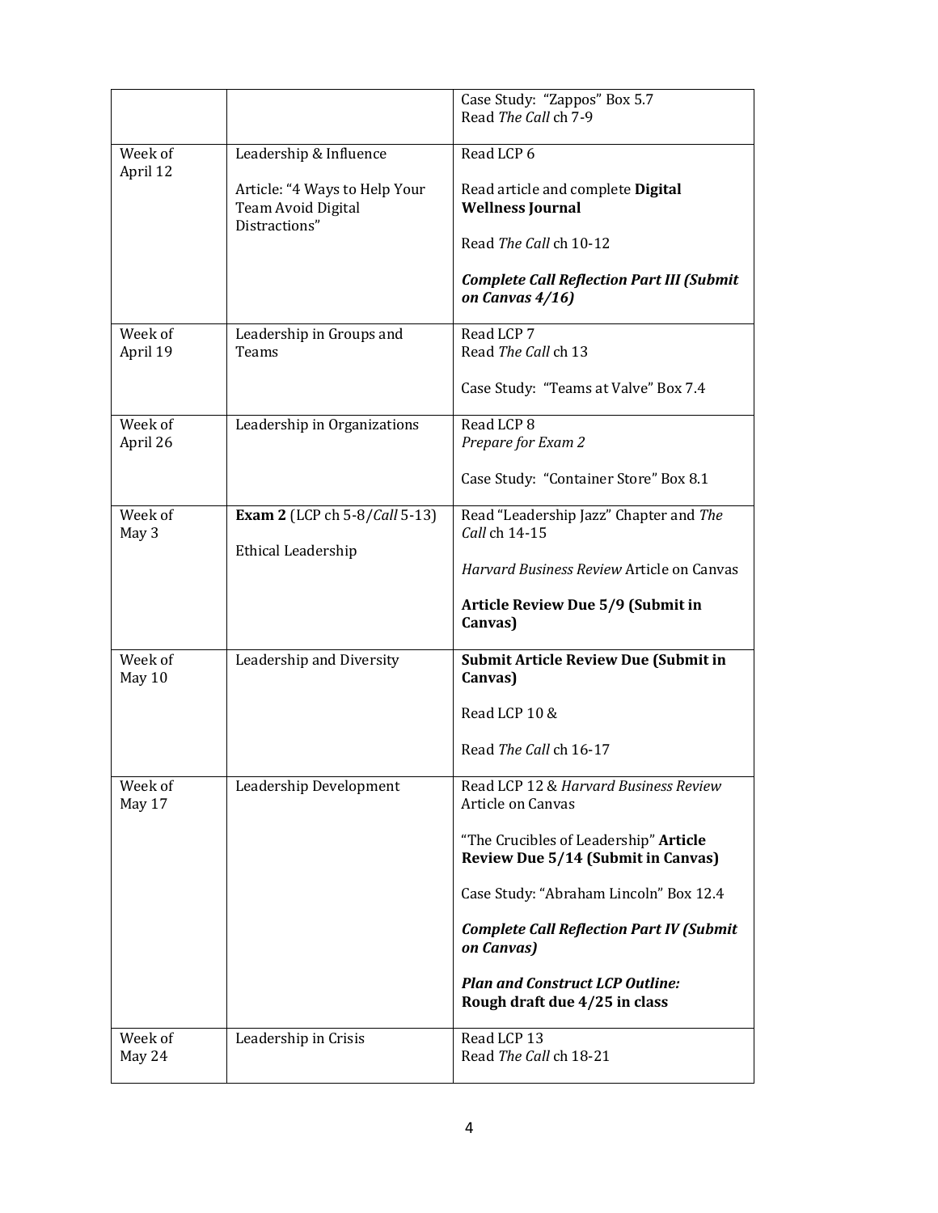| | | |
|---|---|---|
| | | Case Study: "Zappos" Box 5.7<br>Read *The Call* ch 7-9 |
| Week of April 12 | Leadership & Influence<br><br>Article: "4 Ways to Help Your Team Avoid Digital Distractions" | Read LCP 6<br><br>Read article and complete **Digital Wellness Journal**<br><br>Read *The Call* ch 10-12<br><br>***Complete Call Reflection Part III (Submit on Canvas 4/16)*** |
| Week of April 19 | Leadership in Groups and Teams | Read LCP 7<br>Read *The Call* ch 13<br><br>Case Study: "Teams at Valve" Box 7.4 |
| Week of April 26 | Leadership in Organizations | Read LCP 8<br>*Prepare for Exam 2*<br><br>Case Study: "Container Store" Box 8.1 |
| Week of May 3 | **Exam 2** (LCP ch 5-8/*Call* 5-13)<br><br>Ethical Leadership | Read "Leadership Jazz" Chapter and *The Call* ch 14-15<br><br>*Harvard Business Review* Article on Canvas<br><br>**Article Review Due 5/9 (Submit in Canvas)** |
| Week of May 10 | Leadership and Diversity | **Submit Article Review Due (Submit in Canvas)**<br><br>Read LCP 10 &<br><br>Read *The Call* ch 16-17 |
| Week of May 17 | Leadership Development | Read LCP 12 & *Harvard Business Review* Article on Canvas<br><br>"The Crucibles of Leadership" **Article Review Due 5/14 (Submit in Canvas)**<br><br>Case Study: "Abraham Lincoln" Box 12.4<br><br>***Complete Call Reflection Part IV (Submit on Canvas)***<br><br>***Plan and Construct LCP Outline:*** **Rough draft due 4/25 in class** |
| Week of May 24 | Leadership in Crisis | Read LCP 13<br>Read *The Call* ch 18-21 |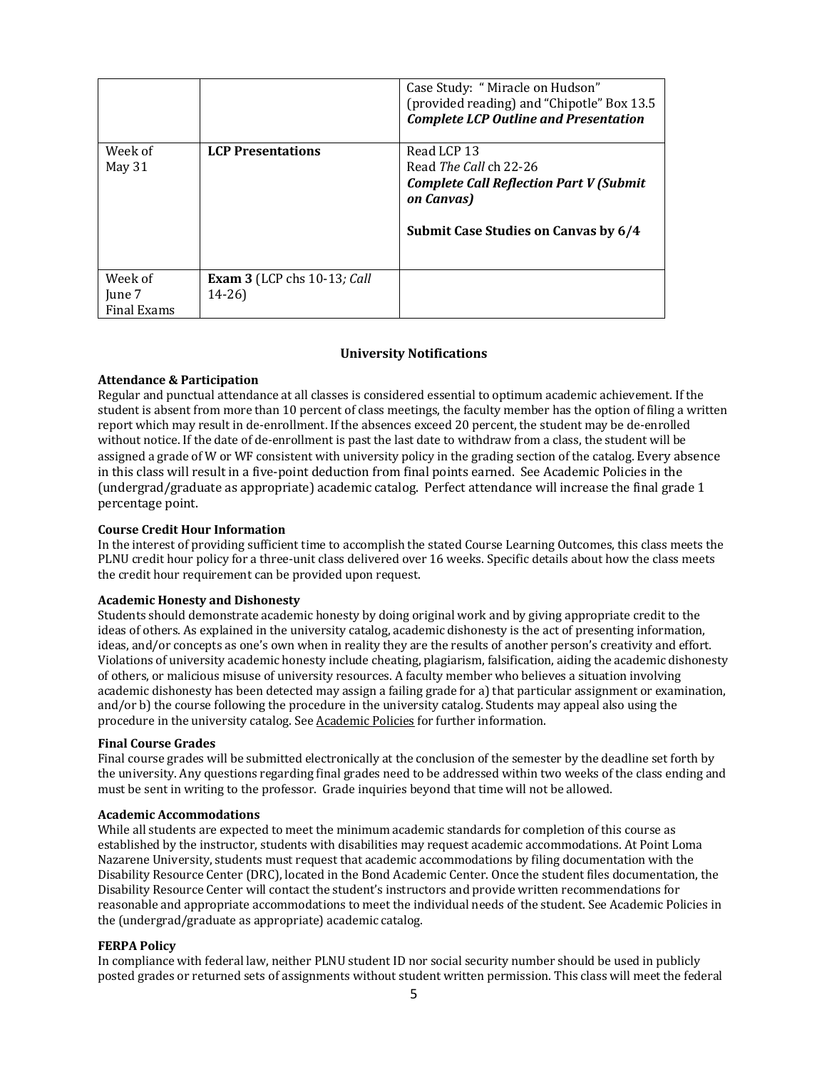| | | |
|---|---|---|
| | | Case Study: " Miracle on Hudson" (provided reading) and "Chipotle" Box 13.5 ***Complete LCP Outline and Presentation*** |
| Week of May 31 | **LCP Presentations** | Read LCP 13<br>Read *The Call* ch 22-26<br>***Complete Call Reflection Part V (Submit on Canvas)***<br><br>**Submit Case Studies on Canvas by 6/4** |
| Week of June 7 Final Exams | **Exam 3** (LCP chs 10-13*; Call* 14-26) | |

## University Notifications

**Attendance & Participation**

Regular and punctual attendance at all classes is considered essential to optimum academic achievement. If the student is absent from more than 10 percent of class meetings, the faculty member has the option of filing a written report which may result in de-enrollment. If the absences exceed 20 percent, the student may be de-enrolled without notice. If the date of de-enrollment is past the last date to withdraw from a class, the student will be assigned a grade of W or WF consistent with university policy in the grading section of the catalog. Every absence in this class will result in a five-point deduction from final points earned. See Academic Policies in the (undergrad/graduate as appropriate) academic catalog. Perfect attendance will increase the final grade 1 percentage point.

**Course Credit Hour Information**

In the interest of providing sufficient time to accomplish the stated Course Learning Outcomes, this class meets the PLNU credit hour policy for a three-unit class delivered over 16 weeks. Specific details about how the class meets the credit hour requirement can be provided upon request.

**Academic Honesty and Dishonesty**

Students should demonstrate academic honesty by doing original work and by giving appropriate credit to the ideas of others. As explained in the university catalog, academic dishonesty is the act of presenting information, ideas, and/or concepts as one's own when in reality they are the results of another person's creativity and effort. Violations of university academic honesty include cheating, plagiarism, falsification, aiding the academic dishonesty of others, or malicious misuse of university resources. A faculty member who believes a situation involving academic dishonesty has been detected may assign a failing grade for a) that particular assignment or examination, and/or b) the course following the procedure in the university catalog. Students may appeal also using the procedure in the university catalog. See Academic Policies for further information.

**Final Course Grades**

Final course grades will be submitted electronically at the conclusion of the semester by the deadline set forth by the university. Any questions regarding final grades need to be addressed within two weeks of the class ending and must be sent in writing to the professor. Grade inquiries beyond that time will not be allowed.

**Academic Accommodations**

While all students are expected to meet the minimum academic standards for completion of this course as established by the instructor, students with disabilities may request academic accommodations. At Point Loma Nazarene University, students must request that academic accommodations by filing documentation with the Disability Resource Center (DRC), located in the Bond Academic Center. Once the student files documentation, the Disability Resource Center will contact the student's instructors and provide written recommendations for reasonable and appropriate accommodations to meet the individual needs of the student. See Academic Policies in the (undergrad/graduate as appropriate) academic catalog.

**FERPA Policy**

In compliance with federal law, neither PLNU student ID nor social security number should be used in publicly posted grades or returned sets of assignments without student written permission. This class will meet the federal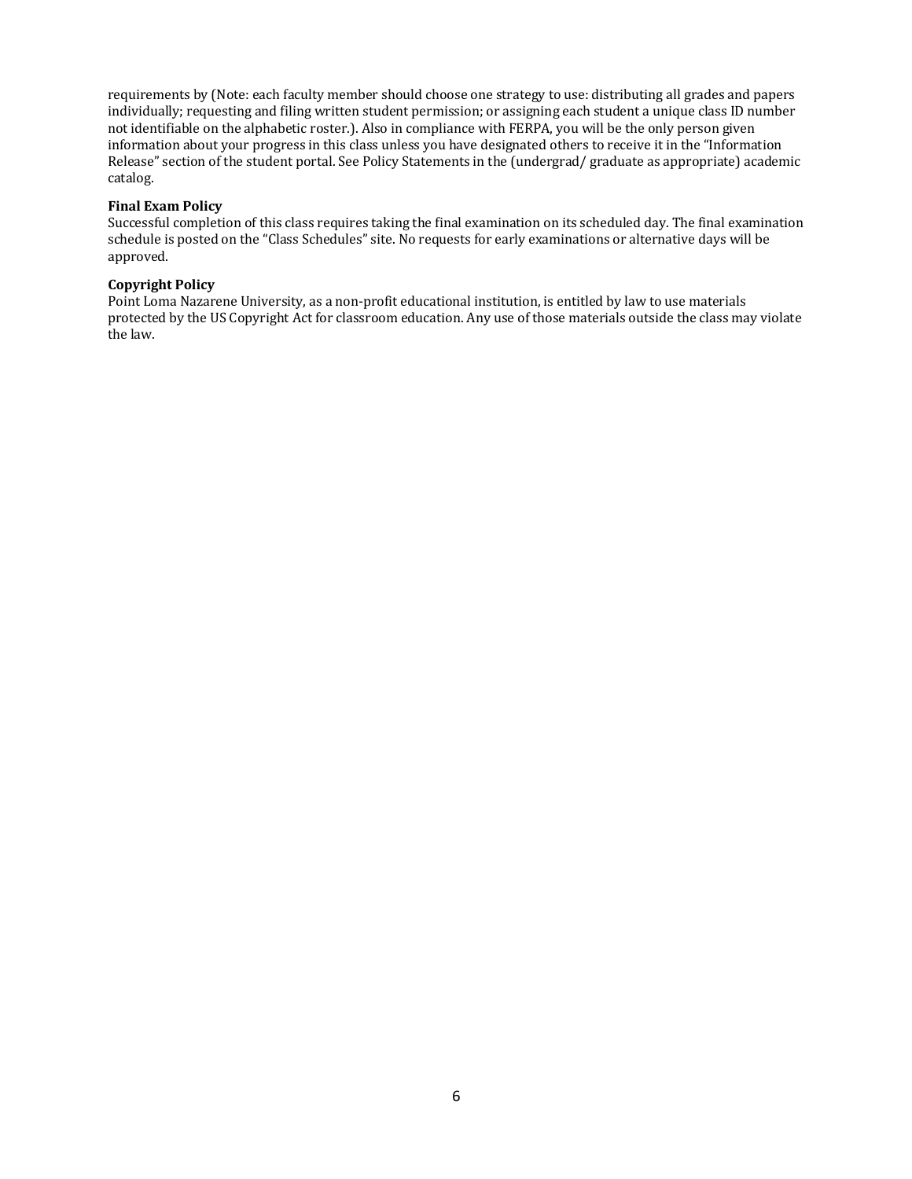requirements by (Note: each faculty member should choose one strategy to use: distributing all grades and papers individually; requesting and filing written student permission; or assigning each student a unique class ID number not identifiable on the alphabetic roster.). Also in compliance with FERPA, you will be the only person given information about your progress in this class unless you have designated others to receive it in the "Information Release" section of the student portal. See Policy Statements in the (undergrad/ graduate as appropriate) academic catalog.

**Final Exam Policy**

Successful completion of this class requires taking the final examination on its scheduled day. The final examination schedule is posted on the "Class Schedules" site. No requests for early examinations or alternative days will be approved.

**Copyright Policy**

Point Loma Nazarene University, as a non-profit educational institution, is entitled by law to use materials protected by the US Copyright Act for classroom education. Any use of those materials outside the class may violate the law.